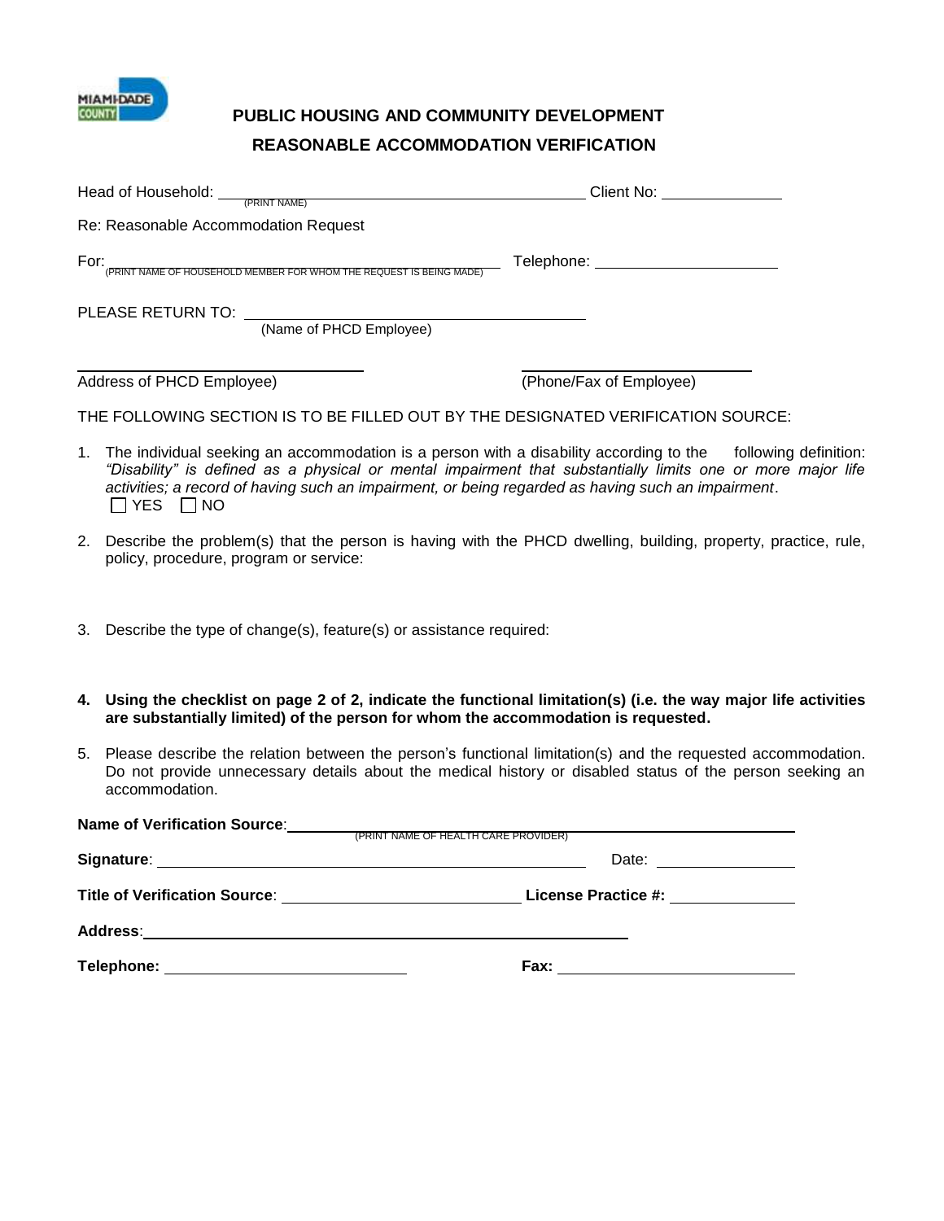MIAMI-DADE COUNTY

## PUBLIC HOUSING AND COMMUNITY DEVELOPMENT

## REASONABLE ACCOMMODATION VERIFICATION

Head of Household: ______________________________ (PRINT NAME) Client No: ______________

Re: Reasonable Accommodation Request

For: ______________________________ (PRINT NAME OF HOUSEHOLD MEMBER FOR WHOM THE REQUEST IS BEING MADE) Telephone: ______________________

PLEASE RETURN TO: ______________________________
(Name of PHCD Employee)

______________________________ ______________________________
Address of PHCD Employee) (Phone/Fax of Employee)

THE FOLLOWING SECTION IS TO BE FILLED OUT BY THE DESIGNATED VERIFICATION SOURCE:

1. The individual seeking an accommodation is a person with a disability according to the following definition: *"Disability" is defined as a physical or mental impairment that substantially limits one or more major life activities; a record of having such an impairment, or being regarded as having such an impairment*.
   ☐ YES ☐ NO

2. Describe the problem(s) that the person is having with the PHCD dwelling, building, property, practice, rule, policy, procedure, program or service:

3. Describe the type of change(s), feature(s) or assistance required:

4. **Using the checklist on page 2 of 2, indicate the functional limitation(s) (i.e. the way major life activities are substantially limited) of the person for whom the accommodation is requested.**

5. Please describe the relation between the person's functional limitation(s) and the requested accommodation. Do not provide unnecessary details about the medical history or disabled status of the person seeking an accommodation.

**Name of Verification Source**: ______________________________ (PRINT NAME OF HEALTH CARE PROVIDER)

**Signature**: ______________________________ Date: ______________

**Title of Verification Source**: ______________________ **License Practice #:** ______________

**Address**: ______________________________

**Telephone:** ______________________ **Fax:** ______________________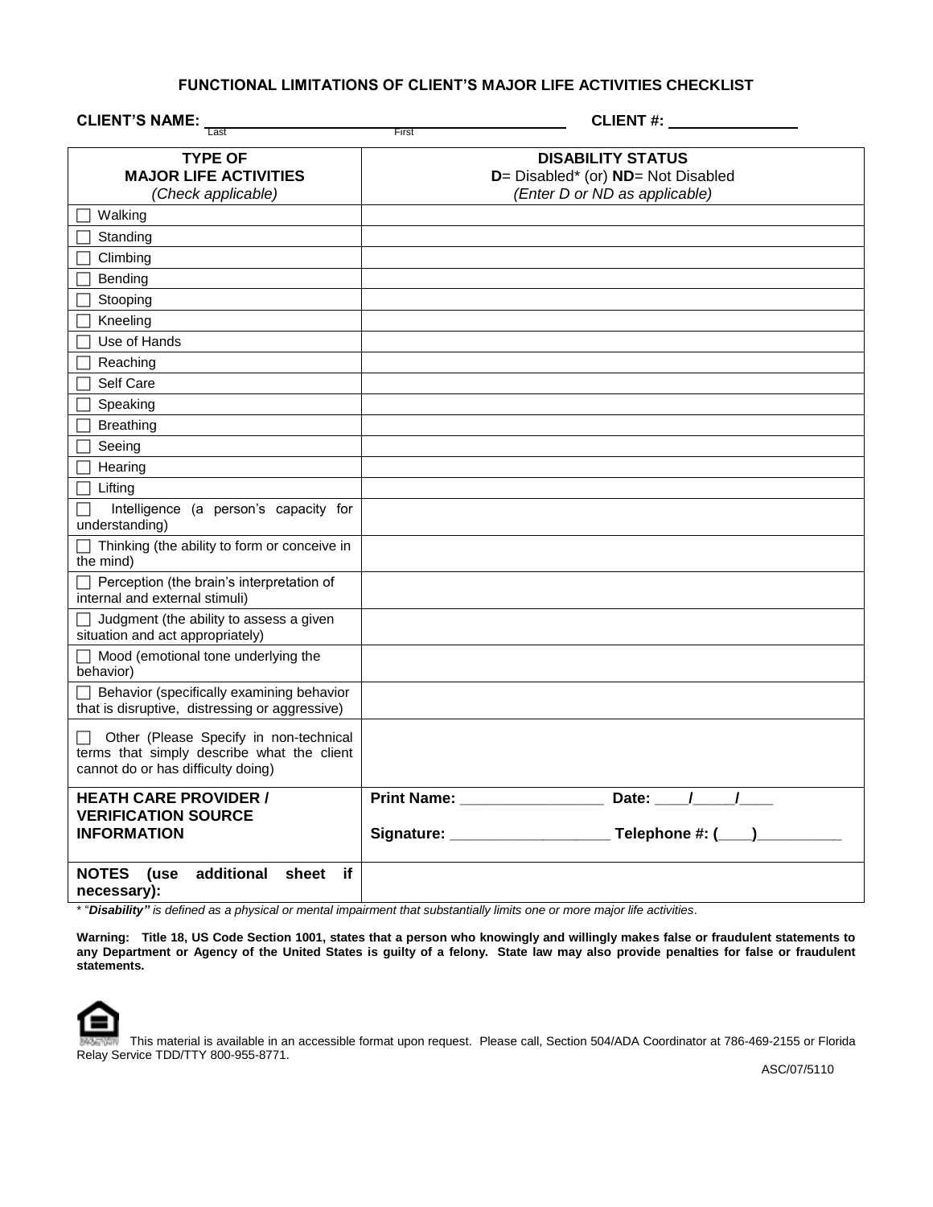## FUNCTIONAL LIMITATIONS OF CLIENT'S MAJOR LIFE ACTIVITIES CHECKLIST

**CLIENT'S NAME:** ______________________________ **CLIENT #:** ______________
Last First

| **TYPE OF MAJOR LIFE ACTIVITIES** *(Check applicable)* | **DISABILITY STATUS** **D**= Disabled* (or) **ND**= Not Disabled *(Enter D or ND as applicable)* |
|---|---|
| ☐ Walking | |
| ☐ Standing | |
| ☐ Climbing | |
| ☐ Bending | |
| ☐ Stooping | |
| ☐ Kneeling | |
| ☐ Use of Hands | |
| ☐ Reaching | |
| ☐ Self Care | |
| ☐ Speaking | |
| ☐ Breathing | |
| ☐ Seeing | |
| ☐ Hearing | |
| ☐ Lifting | |
| ☐ Intelligence (a person's capacity for understanding) | |
| ☐ Thinking (the ability to form or conceive in the mind) | |
| ☐ Perception (the brain's interpretation of internal and external stimuli) | |
| ☐ Judgment (the ability to assess a given situation and act appropriately) | |
| ☐ Mood (emotional tone underlying the behavior) | |
| ☐ Behavior (specifically examining behavior that is disruptive, distressing or aggressive) | |
| ☐ Other (Please Specify in non-technical terms that simply describe what the client cannot do or has difficulty doing) | |
| **HEATH CARE PROVIDER / VERIFICATION SOURCE INFORMATION** | **Print Name:** _________________ **Date:** ____/_____/____ **Signature:** ___________________ **Telephone #:** (____)__________ |
| **NOTES (use additional sheet if necessary):** | |

* "***Disability"*** *is defined as a physical or mental impairment that substantially limits one or more major life activities*.

**Warning: Title 18, US Code Section 1001, states that a person who knowingly and willingly makes false or fraudulent statements to any Department or Agency of the United States is guilty of a felony. State law may also provide penalties for false or fraudulent statements.**

This material is available in an accessible format upon request. Please call, Section 504/ADA Coordinator at 786-469-2155 or Florida Relay Service TDD/TTY 800-955-8771.

ASC/07/5110